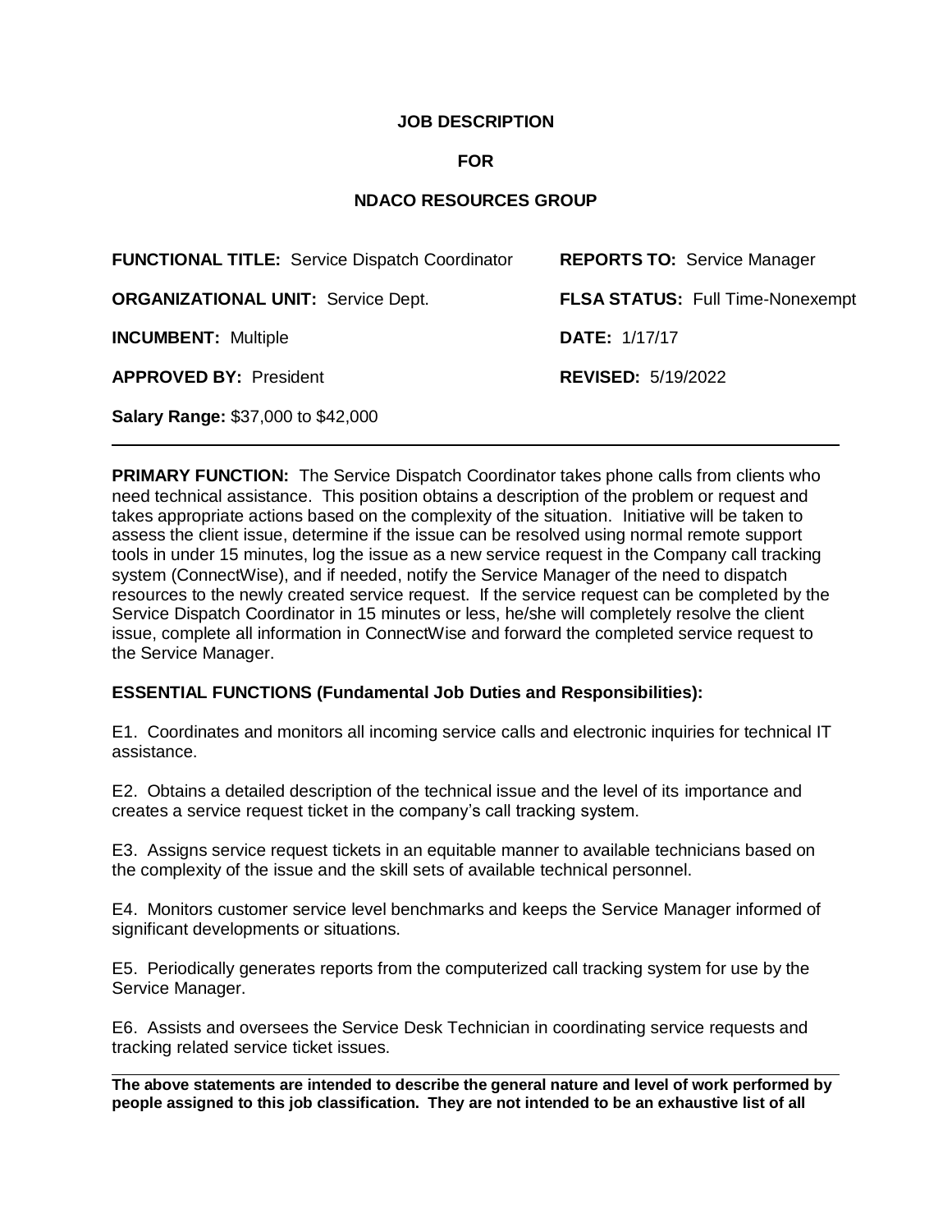**JOB DESCRIPTION**

**FOR**

**NDACO RESOURCES GROUP**

**FUNCTIONAL TITLE:** Service Dispatch Coordinator

**REPORTS TO:** Service Manager

**ORGANIZATIONAL UNIT:** Service Dept.

**FLSA STATUS:** Full Time-Nonexempt

**INCUMBENT:** Multiple

**DATE:** 1/17/17

**APPROVED BY:** President

**REVISED:** 5/19/2022

**Salary Range:** $37,000 to $42,000

---

**PRIMARY FUNCTION:** The Service Dispatch Coordinator takes phone calls from clients who need technical assistance. This position obtains a description of the problem or request and takes appropriate actions based on the complexity of the situation. Initiative will be taken to assess the client issue, determine if the issue can be resolved using normal remote support tools in under 15 minutes, log the issue as a new service request in the Company call tracking system (ConnectWise), and if needed, notify the Service Manager of the need to dispatch resources to the newly created service request. If the service request can be completed by the Service Dispatch Coordinator in 15 minutes or less, he/she will completely resolve the client issue, complete all information in ConnectWise and forward the completed service request to the Service Manager.

**ESSENTIAL FUNCTIONS (Fundamental Job Duties and Responsibilities):**

E1. Coordinates and monitors all incoming service calls and electronic inquiries for technical IT assistance.

E2. Obtains a detailed description of the technical issue and the level of its importance and creates a service request ticket in the company's call tracking system.

E3. Assigns service request tickets in an equitable manner to available technicians based on the complexity of the issue and the skill sets of available technical personnel.

E4. Monitors customer service level benchmarks and keeps the Service Manager informed of significant developments or situations.

E5. Periodically generates reports from the computerized call tracking system for use by the Service Manager.

E6. Assists and oversees the Service Desk Technician in coordinating service requests and tracking related service ticket issues.

---

**The above statements are intended to describe the general nature and level of work performed by people assigned to this job classification. They are not intended to be an exhaustive list of all**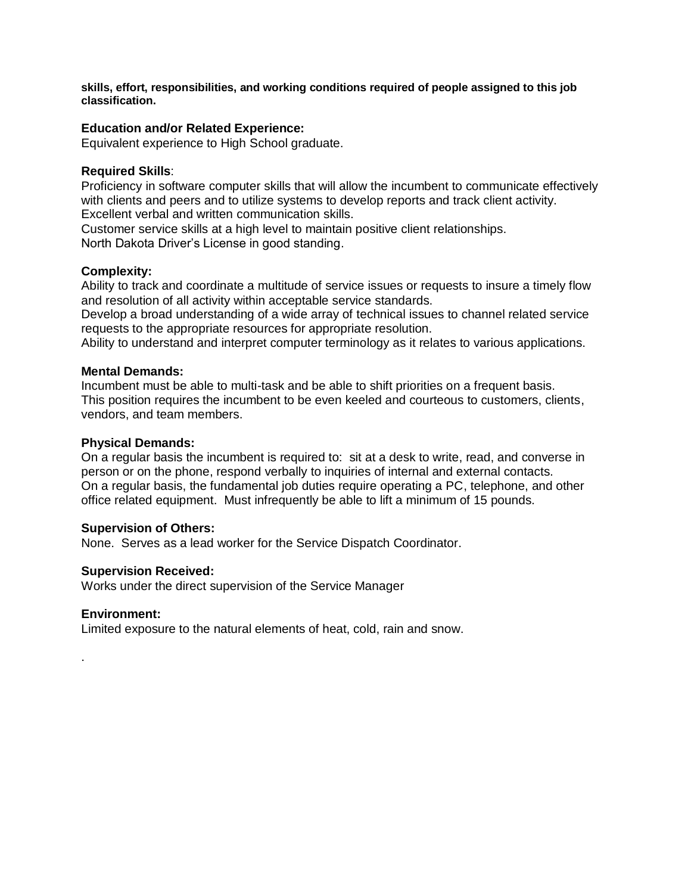**skills, effort, responsibilities, and working conditions required of people assigned to this job classification.**

**Education and/or Related Experience:**
Equivalent experience to High School graduate.

**Required Skills**:
Proficiency in software computer skills that will allow the incumbent to communicate effectively with clients and peers and to utilize systems to develop reports and track client activity.
Excellent verbal and written communication skills.
Customer service skills at a high level to maintain positive client relationships.
North Dakota Driver's License in good standing.

**Complexity:**
Ability to track and coordinate a multitude of service issues or requests to insure a timely flow and resolution of all activity within acceptable service standards.
Develop a broad understanding of a wide array of technical issues to channel related service requests to the appropriate resources for appropriate resolution.
Ability to understand and interpret computer terminology as it relates to various applications.

**Mental Demands:**
Incumbent must be able to multi-task and be able to shift priorities on a frequent basis.
This position requires the incumbent to be even keeled and courteous to customers, clients, vendors, and team members.

**Physical Demands:**
On a regular basis the incumbent is required to: sit at a desk to write, read, and converse in person or on the phone, respond verbally to inquiries of internal and external contacts.
On a regular basis, the fundamental job duties require operating a PC, telephone, and other office related equipment. Must infrequently be able to lift a minimum of 15 pounds.

**Supervision of Others:**
None. Serves as a lead worker for the Service Dispatch Coordinator.

**Supervision Received:**
Works under the direct supervision of the Service Manager

**Environment:**
Limited exposure to the natural elements of heat, cold, rain and snow.

.